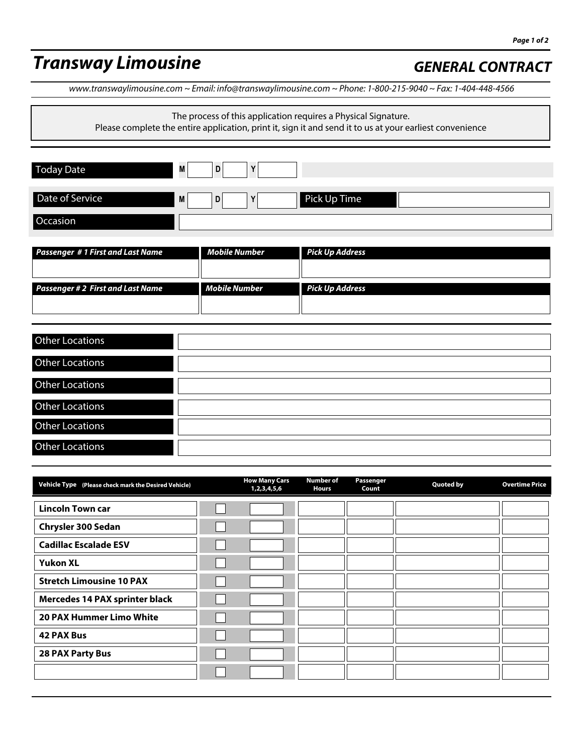# Transsway Limousine

## GENERAL CONTRACT

www.transwaylimousine.com ~ Email: info@transwaylimousine.com ~ Phone: 1-800-215-9040 ~ Fax: 1-404-448-4566

The process of this application requires a Physical Signature.
Please complete the entire application, print it, sign it and send it to us at your earliest convenience

| | | | | | |
|---|---|---|---|---|---|
| Today Date | M | D | Y | | |
| Date of Service | M | D | Y | Pick Up Time | |
| Occasion | | | | | |

| Passenger # 1 First and Last Name | Mobile Number | Pick Up Address |
|---|---|---|
| | | |

| Passenger # 2 First and Last Name | Mobile Number | Pick Up Address |
|---|---|---|
| | | |

| | |
|---|---|
| Other Locations | |
| Other Locations | |
| Other Locations | |
| Other Locations | |
| Other Locations | |
| Other Locations | |

| Vehicle Type (Please check mark the Desired Vehicle) | | How Many Cars 1,2,3,4,5,6 | Number of Hours | Passenger Count | Quoted by | Overtime Price |
|---|---|---|---|---|---|---|
| Lincoln Town car | ☐ | | | | | |
| Chrysler 300 Sedan | ☐ | | | | | |
| Cadillac Escalade ESV | ☐ | | | | | |
| Yukon XL | ☐ | | | | | |
| Stretch Limousine 10 PAX | ☐ | | | | | |
| Mercedes 14 PAX sprinter black | ☐ | | | | | |
| 20 PAX Hummer Limo White | ☐ | | | | | |
| 42 PAX Bus | ☐ | | | | | |
| 28 PAX Party Bus | ☐ | | | | | |
| | ☐ | | | | | |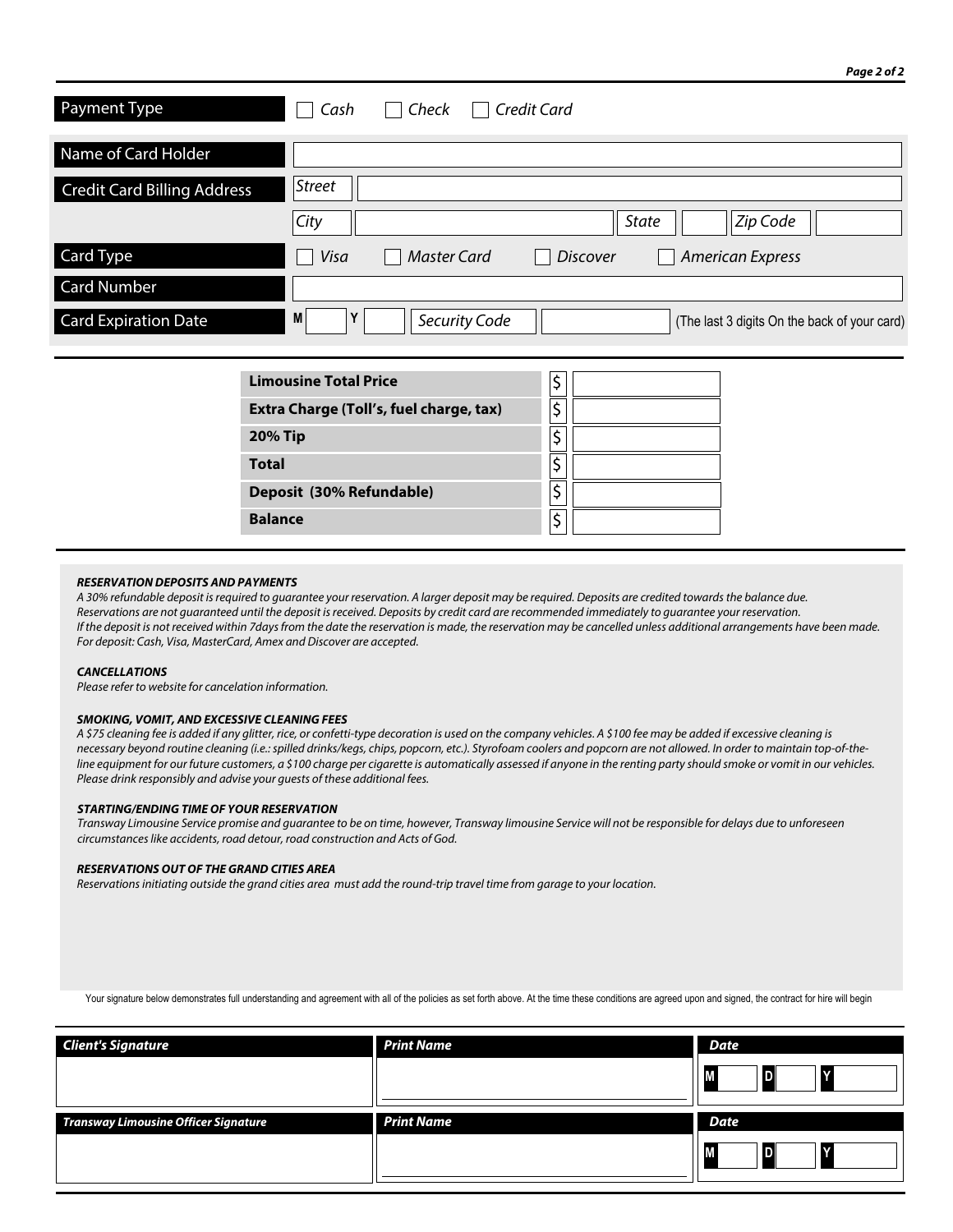| Payment Type | ☐ Cash ☐ Check ☐ Credit Card |
| --- | --- |
| Name of Card Holder | |
| Credit Card Billing Address | Street |
| | City  State  Zip Code |
| Card Type | ☐ Visa ☐ Master Card ☐ Discover ☐ American Express |
| Card Number | |
| Card Expiration Date | M  Y  Security Code  (The last 3 digits On the back of your card) |

| | | |
| --- | --- | --- |
| **Limousine Total Price** | $ | |
| **Extra Charge (Toll's, fuel charge, tax)** | $ | |
| **20% Tip** | $ | |
| **Total** | $ | |
| **Deposit (30% Refundable)** | $ | |
| **Balance** | $ | |

***RESERVATION DEPOSITS AND PAYMENTS***

*A 30% refundable deposit is required to guarantee your reservation. A larger deposit may be required. Deposits are credited towards the balance due. Reservations are not guaranteed until the deposit is received. Deposits by credit card are recommended immediately to guarantee your reservation. If the deposit is not received within 7days from the date the reservation is made, the reservation may be cancelled unless additional arrangements have been made. For deposit: Cash, Visa, MasterCard, Amex and Discover are accepted.*

***CANCELLATIONS***

*Please refer to website for cancelation information.*

***SMOKING, VOMIT, AND EXCESSIVE CLEANING FEES***

*A $75 cleaning fee is added if any glitter, rice, or confetti-type decoration is used on the company vehicles. A $100 fee may be added if excessive cleaning is necessary beyond routine cleaning (i.e.: spilled drinks/kegs, chips, popcorn, etc.). Styrofoam coolers and popcorn are not allowed. In order to maintain top-of-the-line equipment for our future customers, a $100 charge per cigarette is automatically assessed if anyone in the renting party should smoke or vomit in our vehicles. Please drink responsibly and advise your guests of these additional fees.*

***STARTING/ENDING TIME OF YOUR RESERVATION***

*Transway Limousine Service promise and guarantee to be on time, however, Transway limousine Service will not be responsible for delays due to unforeseen circumstances like accidents, road detour, road construction and Acts of God.*

***RESERVATIONS OUT OF THE GRAND CITIES AREA***

*Reservations initiating outside the grand cities area must add the round-trip travel time from garage to your location.*

Your signature below demonstrates full understanding and agreement with all of the policies as set forth above. At the time these conditions are agreed upon and signed, the contract for hire will begin

| ***Client's Signature*** | ***Print Name*** | ***Date*** |
| --- | --- | --- |
| | | M  D  Y |
| ***Transway Limousine Officer Signature*** | ***Print Name*** | ***Date*** |
| | | M  D  Y |